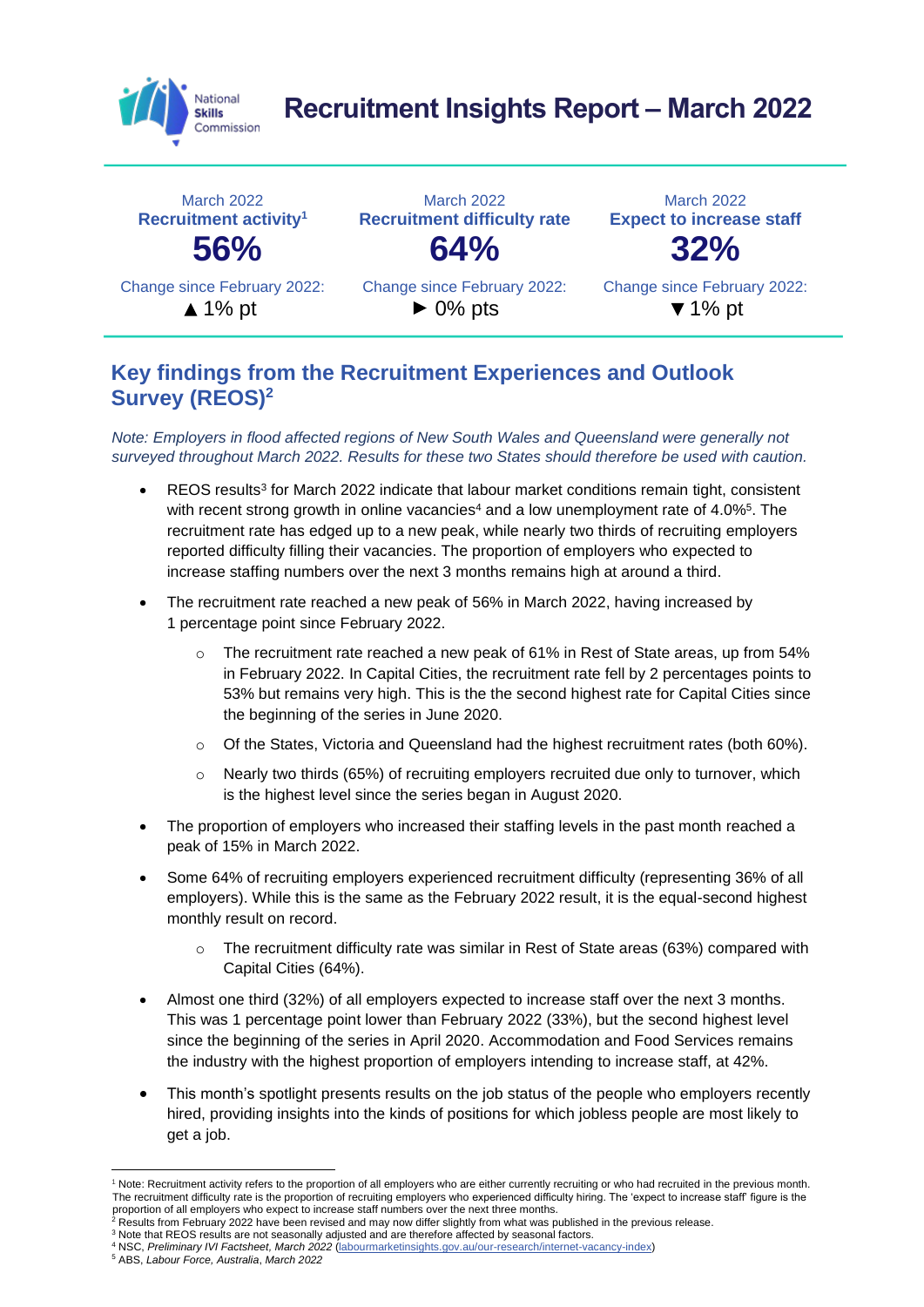# Recruitment Insights Report – March 2022

| March 2022<br>**Recruitment activity**[1] | March 2022<br>**Recruitment difficulty rate** | March 2022<br>**Expect to increase staff** |
|---|---|---|
| **56%** | **64%** | **32%** |
| Change since February 2022:<br>▲ 1% pt | Change since February 2022:<br>► 0% pts | Change since February 2022:<br>▼ 1% pt |

## Key findings from the Recruitment Experiences and Outlook Survey (REOS)[2]

*Note: Employers in flood affected regions of New South Wales and Queensland were generally not surveyed throughout March 2022. Results for these two States should therefore be used with caution.*

- REOS results[3] for March 2022 indicate that labour market conditions remain tight, consistent with recent strong growth in online vacancies[4] and a low unemployment rate of 4.0%[5]. The recruitment rate has edged up to a new peak, while nearly two thirds of recruiting employers reported difficulty filling their vacancies. The proportion of employers who expected to increase staffing numbers over the next 3 months remains high at around a third.
- The recruitment rate reached a new peak of 56% in March 2022, having increased by 1 percentage point since February 2022.
  - The recruitment rate reached a new peak of 61% in Rest of State areas, up from 54% in February 2022. In Capital Cities, the recruitment rate fell by 2 percentages points to 53% but remains very high. This is the the second highest rate for Capital Cities since the beginning of the series in June 2020.
  - Of the States, Victoria and Queensland had the highest recruitment rates (both 60%).
  - Nearly two thirds (65%) of recruiting employers recruited due only to turnover, which is the highest level since the series began in August 2020.
- The proportion of employers who increased their staffing levels in the past month reached a peak of 15% in March 2022.
- Some 64% of recruiting employers experienced recruitment difficulty (representing 36% of all employers). While this is the same as the February 2022 result, it is the equal-second highest monthly result on record.
  - The recruitment difficulty rate was similar in Rest of State areas (63%) compared with Capital Cities (64%).
- Almost one third (32%) of all employers expected to increase staff over the next 3 months. This was 1 percentage point lower than February 2022 (33%), but the second highest level since the beginning of the series in April 2020. Accommodation and Food Services remains the industry with the highest proportion of employers intending to increase staff, at 42%.
- This month's spotlight presents results on the job status of the people who employers recently hired, providing insights into the kinds of positions for which jobless people are most likely to get a job.

---

[1] Note: Recruitment activity refers to the proportion of all employers who are either currently recruiting or who had recruited in the previous month. The recruitment difficulty rate is the proportion of recruiting employers who experienced difficulty hiring. The 'expect to increase staff' figure is the proportion of all employers who expect to increase staff numbers over the next three months.
[2] Results from February 2022 have been revised and may now differ slightly from what was published in the previous release.
[3] Note that REOS results are not seasonally adjusted and are therefore affected by seasonal factors.
[4] NSC, *Preliminary IVI Factsheet, March 2022* (labourmarketinsights.gov.au/our-research/internet-vacancy-index)
[5] ABS, *Labour Force, Australia, March 2022*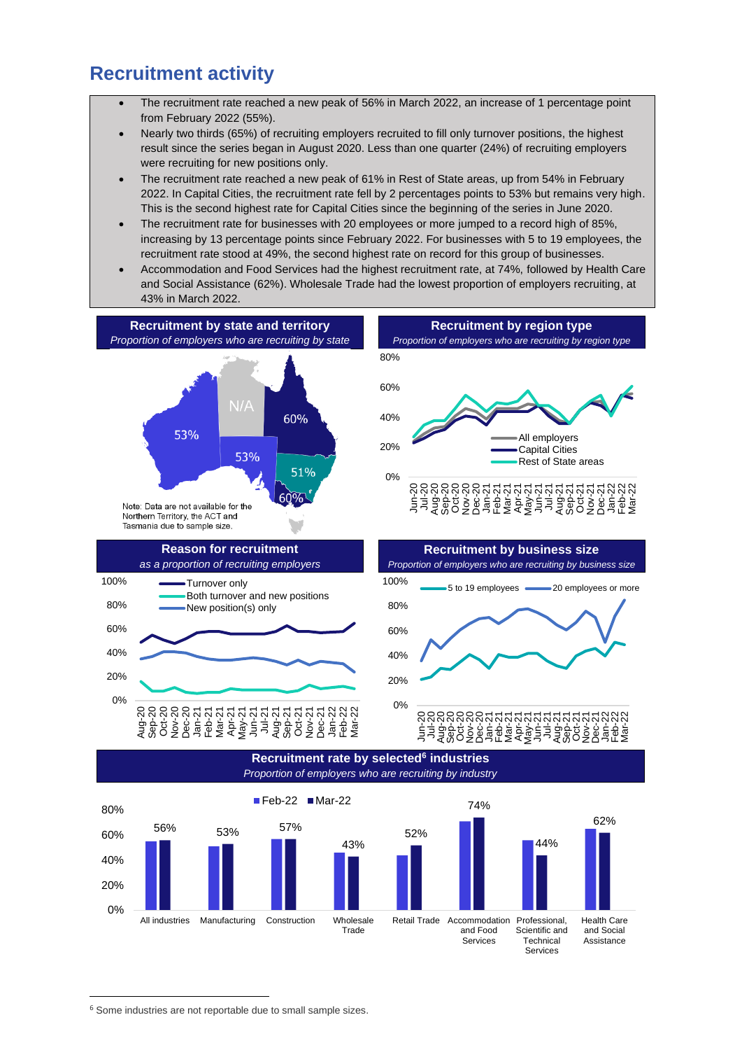## Recruitment activity

- The recruitment rate reached a new peak of 56% in March 2022, an increase of 1 percentage point from February 2022 (55%).
- Nearly two thirds (65%) of recruiting employers recruited to fill only turnover positions, the highest result since the series began in August 2020. Less than one quarter (24%) of recruiting employers were recruiting for new positions only.
- The recruitment rate reached a new peak of 61% in Rest of State areas, up from 54% in February 2022. In Capital Cities, the recruitment rate fell by 2 percentages points to 53% but remains very high. This is the second highest rate for Capital Cities since the beginning of the series in June 2020.
- The recruitment rate for businesses with 20 employees or more jumped to a record high of 85%, increasing by 13 percentage points since February 2022. For businesses with 5 to 19 employees, the recruitment rate stood at 49%, the second highest rate on record for this group of businesses.
- Accommodation and Food Services had the highest recruitment rate, at 74%, followed by Health Care and Social Assistance (62%). Wholesale Trade had the lowest proportion of employers recruiting, at 43% in March 2022.

**Recruitment by state and territory**
*Proportion of employers who are recruiting by state*

WA: 53%; NT: N/A; QLD: 60%; SA: 53%; NSW: 51%; VIC: 60%

Note: Data are not available for the Northern Territory, the ACT and Tasmania due to sample size.

**Recruitment by region type**
*Proportion of employers who are recruiting by region type*

Series: All employers; Capital Cities; Rest of State areas (Jun-20 to Mar-22)

**Reason for recruitment**
*as a proportion of recruiting employers*

Series: Turnover only; Both turnover and new positions; New position(s) only (Aug-20 to Mar-22)

**Recruitment by business size**
*Proportion of employers who are recruiting by business size*

Series: 5 to 19 employees; 20 employees or more (Jun-20 to Mar-22)

**Recruitment rate by selected[6] industries**
*Proportion of employers who are recruiting by industry*

| Industry | Mar-22 |
| --- | --- |
| All industries | 56% |
| Manufacturing | 53% |
| Construction | 57% |
| Wholesale Trade | 43% |
| Retail Trade | 52% |
| Accommodation and Food Services | 74% |
| Professional, Scientific and Technical Services | 44% |
| Health Care and Social Assistance | 62% |

[6] Some industries are not reportable due to small sample sizes.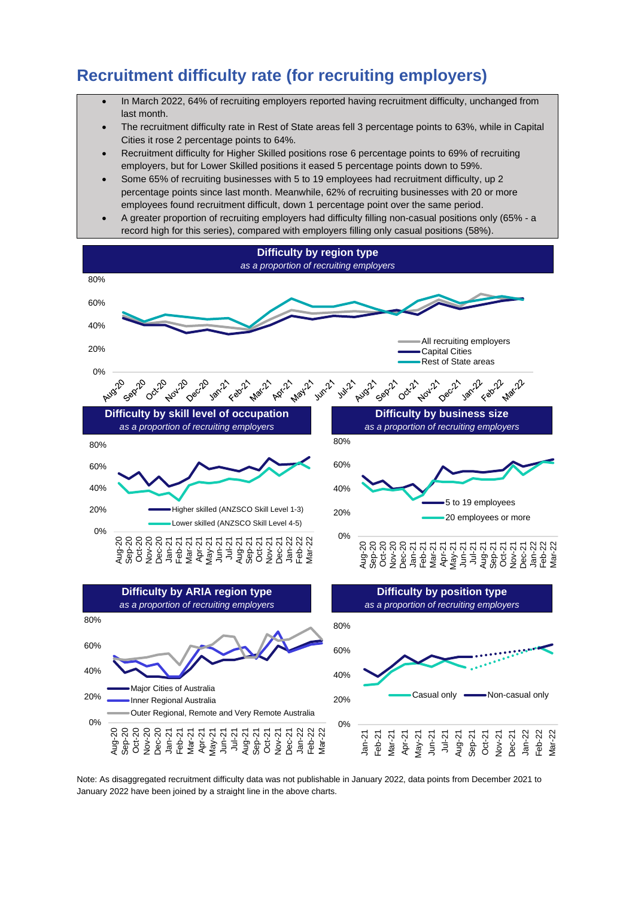# Recruitment difficulty rate (for recruiting employers)

- In March 2022, 64% of recruiting employers reported having recruitment difficulty, unchanged from last month.
- The recruitment difficulty rate in Rest of State areas fell 3 percentage points to 63%, while in Capital Cities it rose 2 percentage points to 64%.
- Recruitment difficulty for Higher Skilled positions rose 6 percentage points to 69% of recruiting employers, but for Lower Skilled positions it eased 5 percentage points down to 59%.
- Some 65% of recruiting businesses with 5 to 19 employees had recruitment difficulty, up 2 percentage points since last month. Meanwhile, 62% of recruiting businesses with 20 or more employees found recruitment difficult, down 1 percentage point over the same period.
- A greater proportion of recruiting employers had difficulty filling non-casual positions only (65% - a record high for this series), compared with employers filling only casual positions (58%).

**Difficulty by region type**
*as a proportion of recruiting employers*

Legend: All recruiting employers; Capital Cities; Rest of State areas

**Difficulty by skill level of occupation**
*as a proportion of recruiting employers*

Legend: Higher skilled (ANZSCO Skill Level 1-3); Lower skilled (ANZSCO Skill Level 4-5)

**Difficulty by business size**
*as a proportion of recruiting employers*

Legend: 5 to 19 employees; 20 employees or more

**Difficulty by ARIA region type**
*as a proportion of recruiting employers*

Legend: Major Cities of Australia; Inner Regional Australia; Outer Regional, Remote and Very Remote Australia

**Difficulty by position type**
*as a proportion of recruiting employers*

Legend: Casual only; Non-casual only

Note: As disaggregated recruitment difficulty data was not publishable in January 2022, data points from December 2021 to January 2022 have been joined by a straight line in the above charts.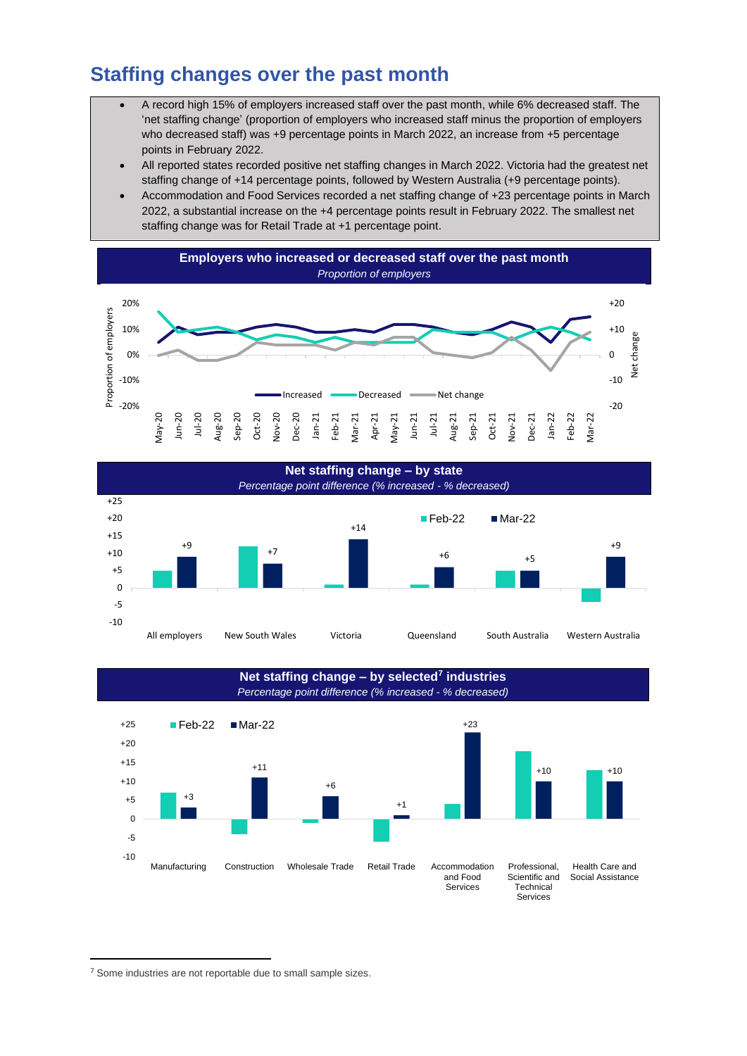## Staffing changes over the past month

- A record high 15% of employers increased staff over the past month, while 6% decreased staff. The 'net staffing change' (proportion of employers who increased staff minus the proportion of employers who decreased staff) was +9 percentage points in March 2022, an increase from +5 percentage points in February 2022.
- All reported states recorded positive net staffing changes in March 2022. Victoria had the greatest net staffing change of +14 percentage points, followed by Western Australia (+9 percentage points).
- Accommodation and Food Services recorded a net staffing change of +23 percentage points in March 2022, a substantial increase on the +4 percentage points result in February 2022. The smallest net staffing change was for Retail Trade at +1 percentage point.

**Employers who increased or decreased staff over the past month**

*Proportion of employers*

**Net staffing change – by state**

*Percentage point difference (% increased - % decreased)*

| | All employers | New South Wales | Victoria | Queensland | South Australia | Western Australia |
|---|---|---|---|---|---|---|
| Mar-22 | +9 | +7 | +14 | +6 | +5 | +9 |

**Net staffing change – by selected[7] industries**

*Percentage point difference (% increased - % decreased)*

| | Manufacturing | Construction | Wholesale Trade | Retail Trade | Accommodation and Food Services | Professional, Scientific and Technical Services | Health Care and Social Assistance |
|---|---|---|---|---|---|---|---|
| Mar-22 | +3 | +11 | +6 | +1 | +23 | +10 | +10 |

[7] Some industries are not reportable due to small sample sizes.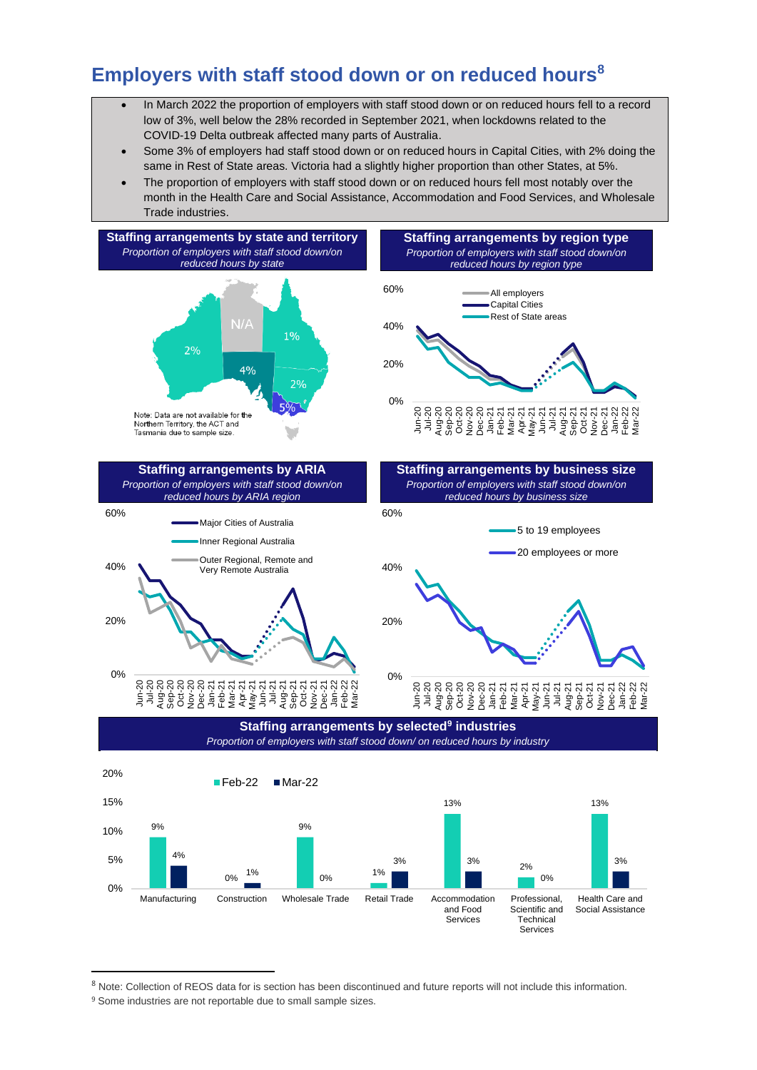# Employers with staff stood down or on reduced hours[8]

- In March 2022 the proportion of employers with staff stood down or on reduced hours fell to a record low of 3%, well below the 28% recorded in September 2021, when lockdowns related to the COVID-19 Delta outbreak affected many parts of Australia.
- Some 3% of employers had staff stood down or on reduced hours in Capital Cities, with 2% doing the same in Rest of State areas. Victoria had a slightly higher proportion than other States, at 5%.
- The proportion of employers with staff stood down or on reduced hours fell most notably over the month in the Health Care and Social Assistance, Accommodation and Food Services, and Wholesale Trade industries.

**Staffing arrangements by state and territory**

*Proportion of employers with staff stood down/on reduced hours by state*

N/A, 1%, 2%, 4%, 2%, 5%

Note: Data are not available for the Northern Territory, the ACT and Tasmania due to sample size.

**Staffing arrangements by region type**

*Proportion of employers with staff stood down/on reduced hours by region type*

**Staffing arrangements by ARIA**

*Proportion of employers with staff stood down/on reduced hours by ARIA region*

**Staffing arrangements by business size**

*Proportion of employers with staff stood down/on reduced hours by business size*

**Staffing arrangements by selected[9] industries**

*Proportion of employers with staff stood down/ on reduced hours by industry*

| Industry | Feb-22 | Mar-22 |
| --- | --- | --- |
| Manufacturing | 9% | 4% |
| Construction | 0% | 1% |
| Wholesale Trade | 9% | 0% |
| Retail Trade | 1% | 3% |
| Accommodation and Food Services | 13% | 3% |
| Professional, Scientific and Technical Services | 2% | 0% |
| Health Care and Social Assistance | 13% | 3% |

[8] Note: Collection of REOS data for is section has been discontinued and future reports will not include this information.

[9] Some industries are not reportable due to small sample sizes.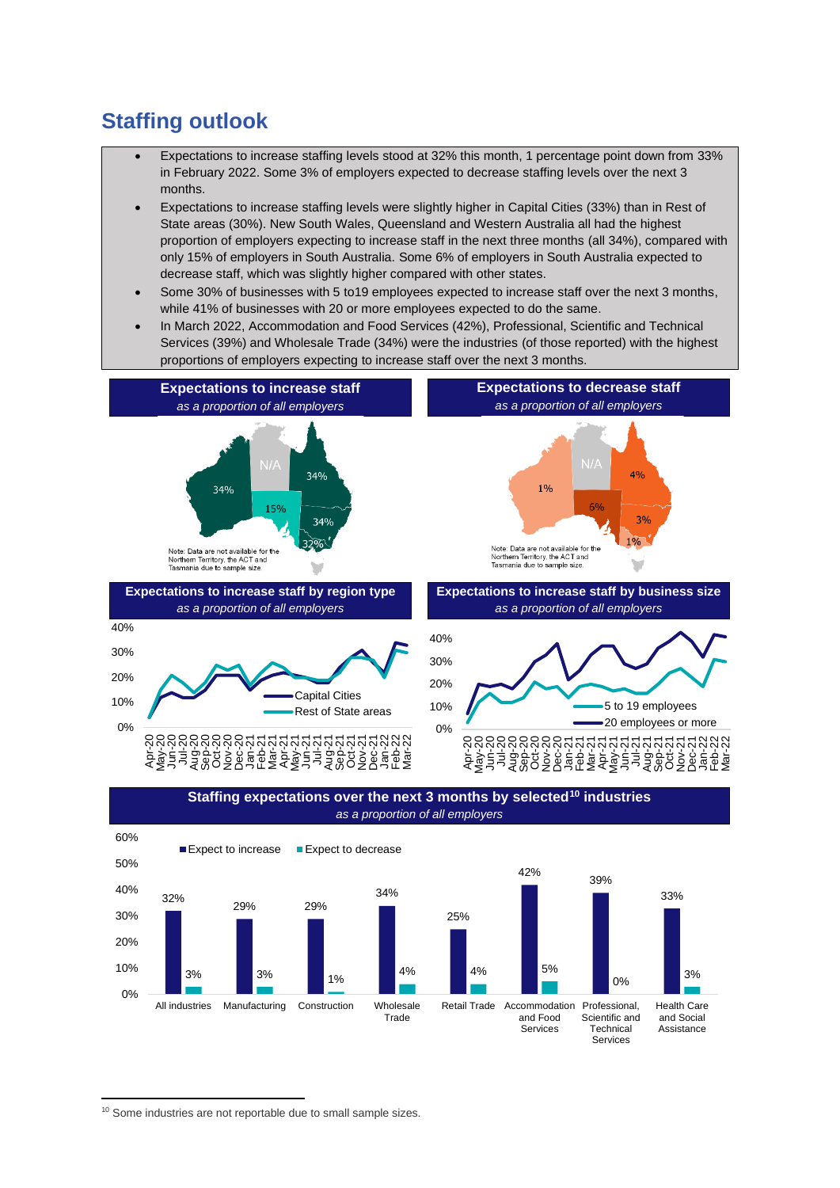## Staffing outlook

- Expectations to increase staffing levels stood at 32% this month, 1 percentage point down from 33% in February 2022. Some 3% of employers expected to decrease staffing levels over the next 3 months.
- Expectations to increase staffing levels were slightly higher in Capital Cities (33%) than in Rest of State areas (30%). New South Wales, Queensland and Western Australia all had the highest proportion of employers expecting to increase staff in the next three months (all 34%), compared with only 15% of employers in South Australia. Some 6% of employers in South Australia expected to decrease staff, which was slightly higher compared with other states.
- Some 30% of businesses with 5 to19 employees expected to increase staff over the next 3 months, while 41% of businesses with 20 or more employees expected to do the same.
- In March 2022, Accommodation and Food Services (42%), Professional, Scientific and Technical Services (39%) and Wholesale Trade (34%) were the industries (of those reported) with the highest proportions of employers expecting to increase staff over the next 3 months.

**Expectations to increase staff**
*as a proportion of all employers*

| State | Expect to increase |
|---|---|
| WA | 34% |
| NT | N/A |
| QLD | 34% |
| SA | 15% |
| NSW | 34% |
| VIC | 32% |

Note: Data are not available for the Northern Territory, the ACT and Tasmania due to sample size.

**Expectations to decrease staff**
*as a proportion of all employers*

| State | Expect to decrease |
|---|---|
| WA | 1% |
| NT | N/A |
| QLD | 4% |
| SA | 6% |
| NSW | 3% |
| VIC | 1% |

Note: Data are not available for the Northern Territory, the ACT and Tasmania due to sample size.

**Expectations to increase staff by region type**
*as a proportion of all employers*

Series: Capital Cities; Rest of State areas (Apr-20 to Mar-22)

**Expectations to increase staff by business size**
*as a proportion of all employers*

Series: 5 to 19 employees; 20 employees or more (Apr-20 to Mar-22)

**Staffing expectations over the next 3 months by selected[10] industries**
*as a proportion of all employers*

| Industry | Expect to increase | Expect to decrease |
|---|---|---|
| All industries | 32% | 3% |
| Manufacturing | 29% | 3% |
| Construction | 29% | 1% |
| Wholesale Trade | 34% | 4% |
| Retail Trade | 25% | 4% |
| Accommodation and Food Services | 42% | 5% |
| Professional, Scientific and Technical Services | 39% | 0% |
| Health Care and Social Assistance | 33% | 3% |

[10] Some industries are not reportable due to small sample sizes.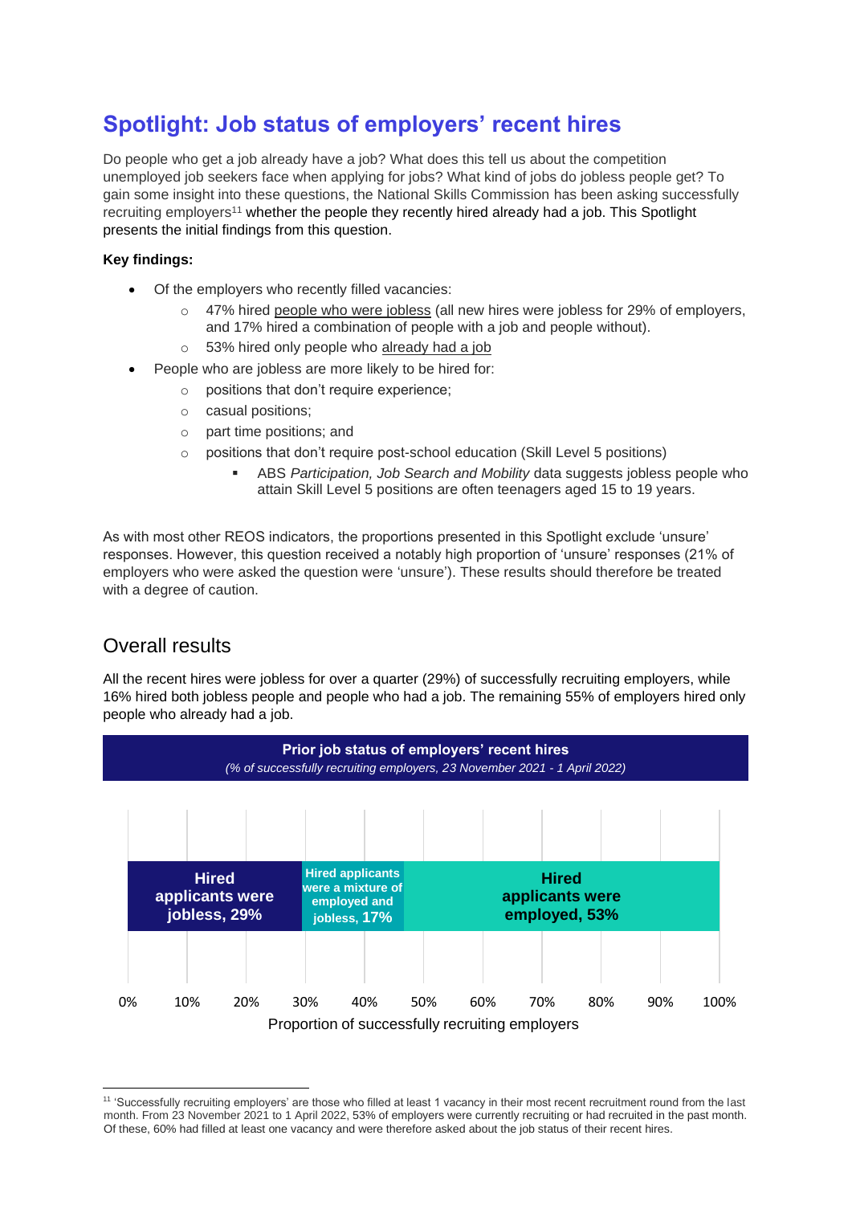## Spotlight: Job status of employers' recent hires

Do people who get a job already have a job? What does this tell us about the competition unemployed job seekers face when applying for jobs? What kind of jobs do jobless people get? To gain some insight into these questions, the National Skills Commission has been asking successfully recruiting employers[11] whether the people they recently hired already had a job. This Spotlight presents the initial findings from this question.

**Key findings:**

- Of the employers who recently filled vacancies:
    - 47% hired people who were jobless (all new hires were jobless for 29% of employers, and 17% hired a combination of people with a job and people without).
    - 53% hired only people who already had a job
- People who are jobless are more likely to be hired for:
    - positions that don't require experience;
    - casual positions;
    - part time positions; and
    - positions that don't require post-school education (Skill Level 5 positions)
        - ABS *Participation, Job Search and Mobility* data suggests jobless people who attain Skill Level 5 positions are often teenagers aged 15 to 19 years.

As with most other REOS indicators, the proportions presented in this Spotlight exclude 'unsure' responses. However, this question received a notably high proportion of 'unsure' responses (21% of employers who were asked the question were 'unsure'). These results should therefore be treated with a degree of caution.

## Overall results

All the recent hires were jobless for over a quarter (29%) of successfully recruiting employers, while 16% hired both jobless people and people who had a job. The remaining 55% of employers hired only people who already had a job.

**Prior job status of employers' recent hires**

*(% of successfully recruiting employers, 23 November 2021 - 1 April 2022)*

| Prior job status | Proportion of successfully recruiting employers |
|---|---|
| Hired applicants were jobless | 29% |
| Hired applicants were a mixture of employed and jobless | 17% |
| Hired applicants were employed | 53% |

[11] 'Successfully recruiting employers' are those who filled at least 1 vacancy in their most recent recruitment round from the last month. From 23 November 2021 to 1 April 2022, 53% of employers were currently recruiting or had recruited in the past month. Of these, 60% had filled at least one vacancy and were therefore asked about the job status of their recent hires.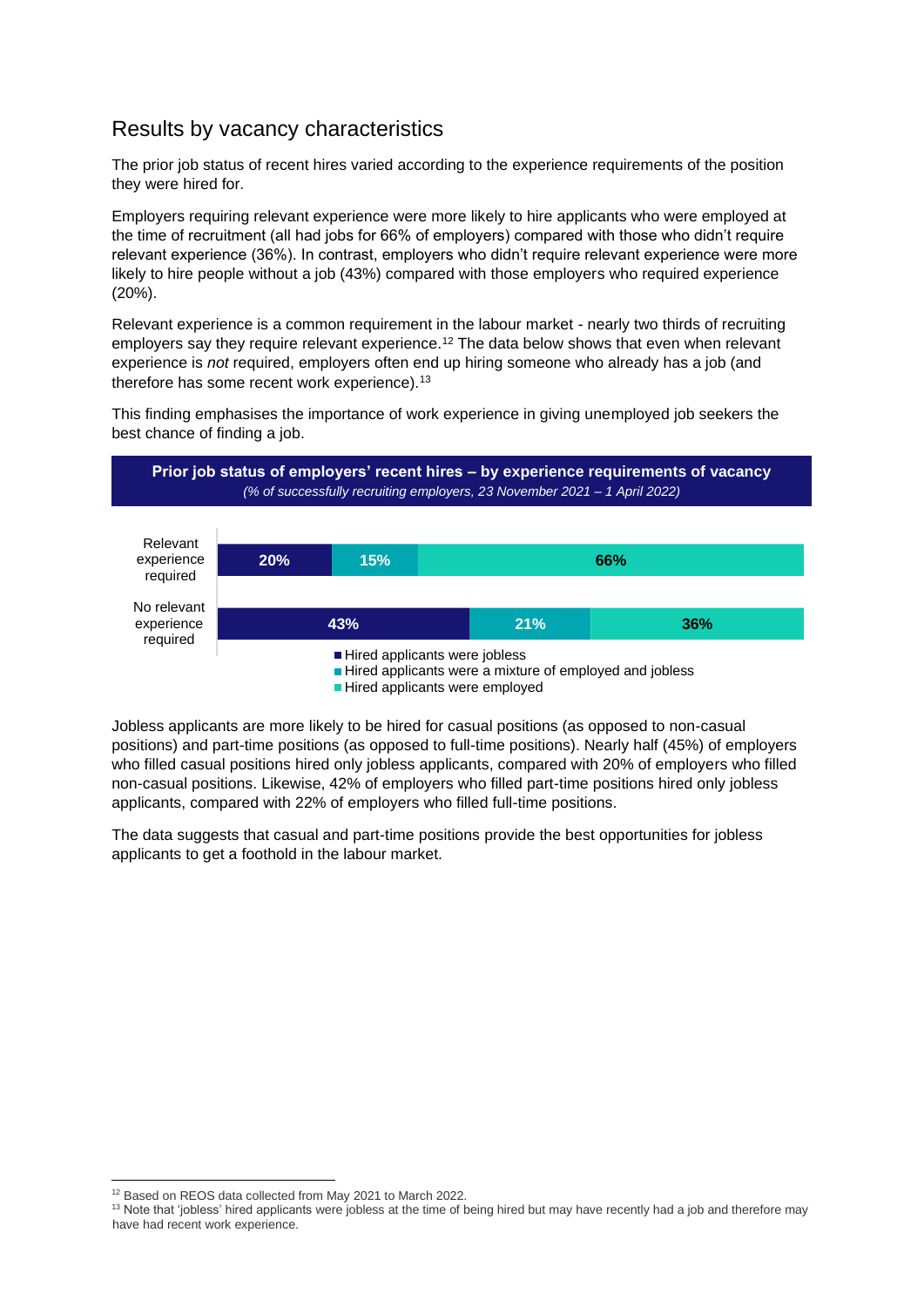## Results by vacancy characteristics

The prior job status of recent hires varied according to the experience requirements of the position they were hired for.

Employers requiring relevant experience were more likely to hire applicants who were employed at the time of recruitment (all had jobs for 66% of employers) compared with those who didn't require relevant experience (36%). In contrast, employers who didn't require relevant experience were more likely to hire people without a job (43%) compared with those employers who required experience (20%).

Relevant experience is a common requirement in the labour market - nearly two thirds of recruiting employers say they require relevant experience.[12] The data below shows that even when relevant experience is *not* required, employers often end up hiring someone who already has a job (and therefore has some recent work experience).[13]

This finding emphasises the importance of work experience in giving unemployed job seekers the best chance of finding a job.

**Prior job status of employers' recent hires – by experience requirements of vacancy**
*(% of successfully recruiting employers, 23 November 2021 – 1 April 2022)*

| | Hired applicants were jobless | Hired applicants were a mixture of employed and jobless | Hired applicants were employed |
|---|---|---|---|
| Relevant experience required | 20% | 15% | 66% |
| No relevant experience required | 43% | 21% | 36% |

Jobless applicants are more likely to be hired for casual positions (as opposed to non-casual positions) and part-time positions (as opposed to full-time positions). Nearly half (45%) of employers who filled casual positions hired only jobless applicants, compared with 20% of employers who filled non-casual positions. Likewise, 42% of employers who filled part-time positions hired only jobless applicants, compared with 22% of employers who filled full-time positions.

The data suggests that casual and part-time positions provide the best opportunities for jobless applicants to get a foothold in the labour market.

[12] Based on REOS data collected from May 2021 to March 2022.

[13] Note that 'jobless' hired applicants were jobless at the time of being hired but may have recently had a job and therefore may have had recent work experience.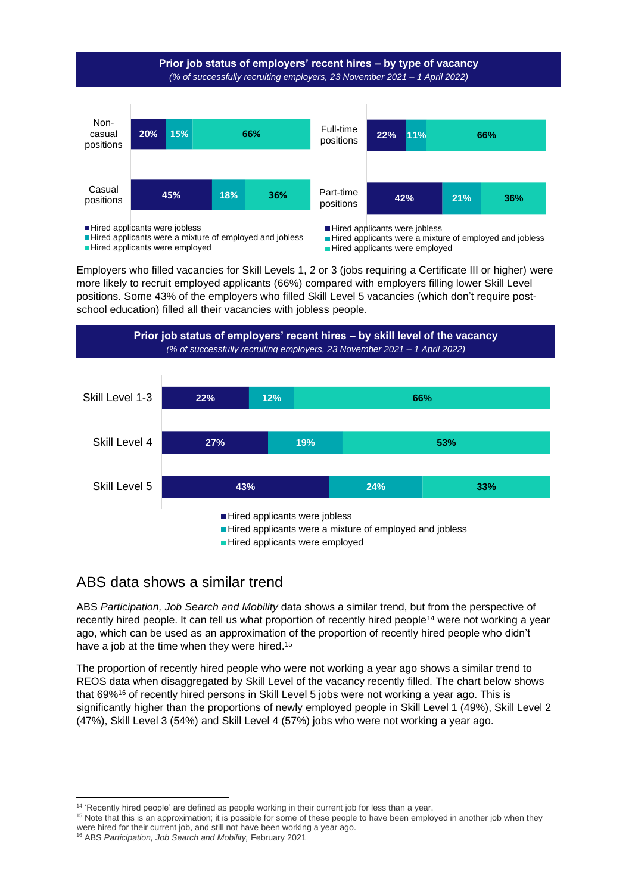**Prior job status of employers' recent hires – by type of vacancy**

*(% of successfully recruiting employers, 23 November 2021 – 1 April 2022)*

| | Hired applicants were jobless | Hired applicants were a mixture of employed and jobless | Hired applicants were employed |
|---|---|---|---|
| Non-casual positions | 20% | 15% | 66% |
| Casual positions | 45% | 18% | 36% |
| Full-time positions | 22% | 11% | 66% |
| Part-time positions | 42% | 21% | 36% |

Employers who filled vacancies for Skill Levels 1, 2 or 3 (jobs requiring a Certificate III or higher) were more likely to recruit employed applicants (66%) compared with employers filling lower Skill Level positions. Some 43% of the employers who filled Skill Level 5 vacancies (which don't require post-school education) filled all their vacancies with jobless people.

**Prior job status of employers' recent hires – by skill level of the vacancy**

*(% of successfully recruiting employers, 23 November 2021 – 1 April 2022)*

| | Hired applicants were jobless | Hired applicants were a mixture of employed and jobless | Hired applicants were employed |
|---|---|---|---|
| Skill Level 1-3 | 22% | 12% | 66% |
| Skill Level 4 | 27% | 19% | 53% |
| Skill Level 5 | 43% | 24% | 33% |

## ABS data shows a similar trend

ABS *Participation, Job Search and Mobility* data shows a similar trend, but from the perspective of recently hired people. It can tell us what proportion of recently hired people[14] were not working a year ago, which can be used as an approximation of the proportion of recently hired people who didn't have a job at the time when they were hired.[15]

The proportion of recently hired people who were not working a year ago shows a similar trend to REOS data when disaggregated by Skill Level of the vacancy recently filled. The chart below shows that 69%[16] of recently hired persons in Skill Level 5 jobs were not working a year ago. This is significantly higher than the proportions of newly employed people in Skill Level 1 (49%), Skill Level 2 (47%), Skill Level 3 (54%) and Skill Level 4 (57%) jobs who were not working a year ago.

[14] 'Recently hired people' are defined as people working in their current job for less than a year.

[15] Note that this is an approximation; it is possible for some of these people to have been employed in another job when they were hired for their current job, and still not have been working a year ago.

[16] ABS *Participation, Job Search and Mobility,* February 2021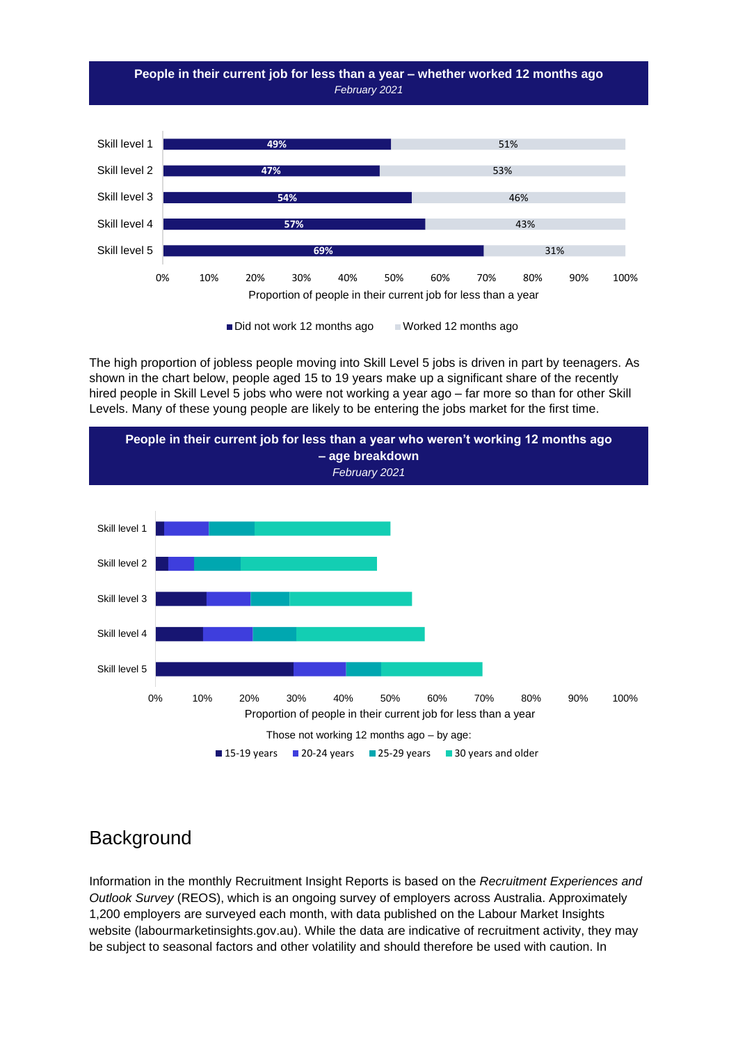**People in their current job for less than a year – whether worked 12 months ago**
*February 2021*

| | Did not work 12 months ago | Worked 12 months ago |
|---|---|---|
| Skill level 1 | 49% | 51% |
| Skill level 2 | 47% | 53% |
| Skill level 3 | 54% | 46% |
| Skill level 4 | 57% | 43% |
| Skill level 5 | 69% | 31% |

Proportion of people in their current job for less than a year

The high proportion of jobless people moving into Skill Level 5 jobs is driven in part by teenagers. As shown in the chart below, people aged 15 to 19 years make up a significant share of the recently hired people in Skill Level 5 jobs who were not working a year ago – far more so than for other Skill Levels. Many of these young people are likely to be entering the jobs market for the first time.

**People in their current job for less than a year who weren't working 12 months ago – age breakdown**
*February 2021*

Skill level 1, Skill level 2, Skill level 3, Skill level 4, Skill level 5

0% 10% 20% 30% 40% 50% 60% 70% 80% 90% 100%

Proportion of people in their current job for less than a year

Those not working 12 months ago – by age:

15-19 years | 20-24 years | 25-29 years | 30 years and older

## Background

Information in the monthly Recruitment Insight Reports is based on the *Recruitment Experiences and Outlook Survey* (REOS), which is an ongoing survey of employers across Australia. Approximately 1,200 employers are surveyed each month, with data published on the Labour Market Insights website (labourmarketinsights.gov.au). While the data are indicative of recruitment activity, they may be subject to seasonal factors and other volatility and should therefore be used with caution. In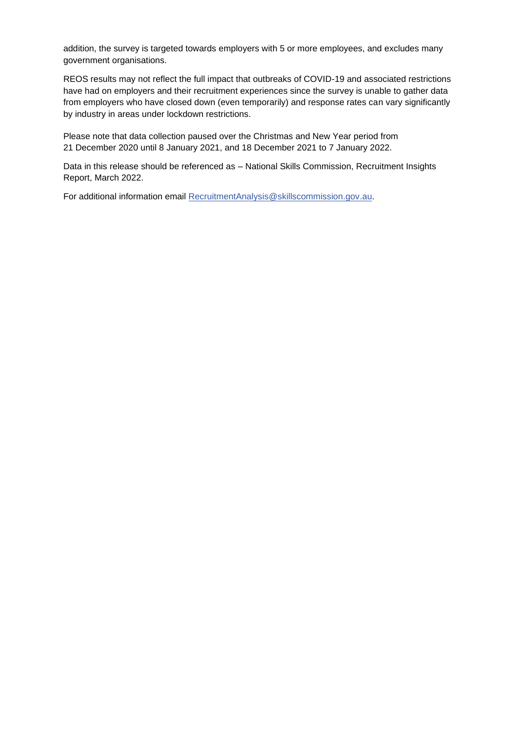addition, the survey is targeted towards employers with 5 or more employees, and excludes many government organisations.

REOS results may not reflect the full impact that outbreaks of COVID-19 and associated restrictions have had on employers and their recruitment experiences since the survey is unable to gather data from employers who have closed down (even temporarily) and response rates can vary significantly by industry in areas under lockdown restrictions.

Please note that data collection paused over the Christmas and New Year period from 21 December 2020 until 8 January 2021, and 18 December 2021 to 7 January 2022.

Data in this release should be referenced as – National Skills Commission, Recruitment Insights Report, March 2022.

For additional information email [RecruitmentAnalysis@skillscommission.gov.au](mailto:RecruitmentAnalysis@skillscommission.gov.au).